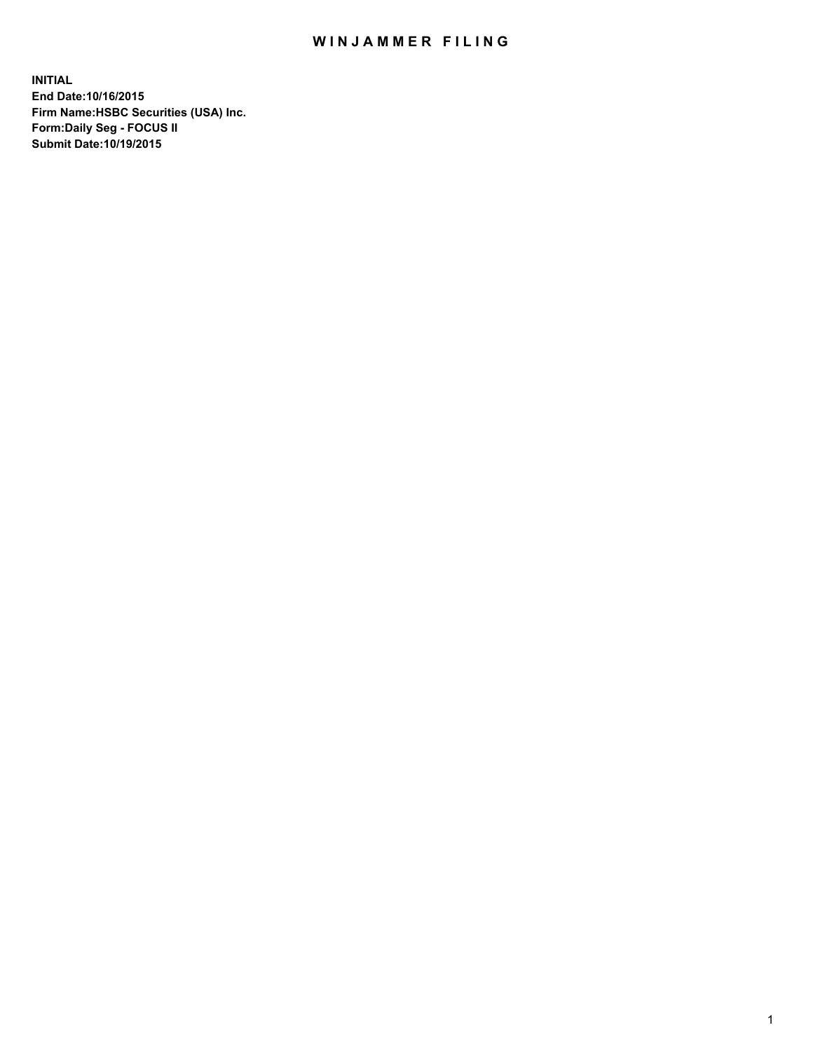# WINJAMMER FILING

**INITIAL**
**End Date:10/16/2015**
**Firm Name:HSBC Securities (USA) Inc.**
**Form:Daily Seg - FOCUS II**
**Submit Date:10/19/2015**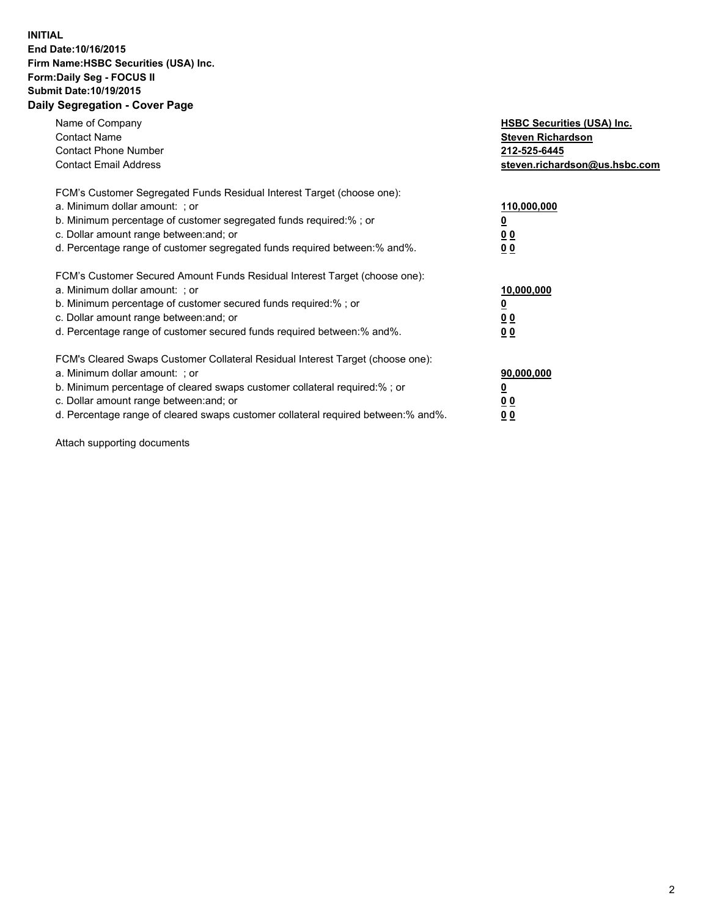**INITIAL**
**End Date:10/16/2015**
**Firm Name:HSBC Securities (USA) Inc.**
**Form:Daily Seg - FOCUS II**
**Submit Date:10/19/2015**

## Daily Segregation - Cover Page

| | |
|---|---|
| Name of Company | **HSBC Securities (USA) Inc.** |
| Contact Name | **Steven Richardson** |
| Contact Phone Number | **212-525-6445** |
| Contact Email Address | **steven.richardson@us.hsbc.com** |

FCM's Customer Segregated Funds Residual Interest Target (choose one):

| | |
|---|---|
| a. Minimum dollar amount: ; or | **110,000,000** |
| b. Minimum percentage of customer segregated funds required:% ; or | **0** |
| c. Dollar amount range between:and; or | **0 0** |
| d. Percentage range of customer segregated funds required between:% and%. | **0 0** |

FCM's Customer Secured Amount Funds Residual Interest Target (choose one):

| | |
|---|---|
| a. Minimum dollar amount: ; or | **10,000,000** |
| b. Minimum percentage of customer secured funds required:% ; or | **0** |
| c. Dollar amount range between:and; or | **0 0** |
| d. Percentage range of customer secured funds required between:% and%. | **0 0** |

FCM's Cleared Swaps Customer Collateral Residual Interest Target (choose one):

| | |
|---|---|
| a. Minimum dollar amount: ; or | **90,000,000** |
| b. Minimum percentage of cleared swaps customer collateral required:% ; or | **0** |
| c. Dollar amount range between:and; or | **0 0** |
| d. Percentage range of cleared swaps customer collateral required between:% and%. | **0 0** |

Attach supporting documents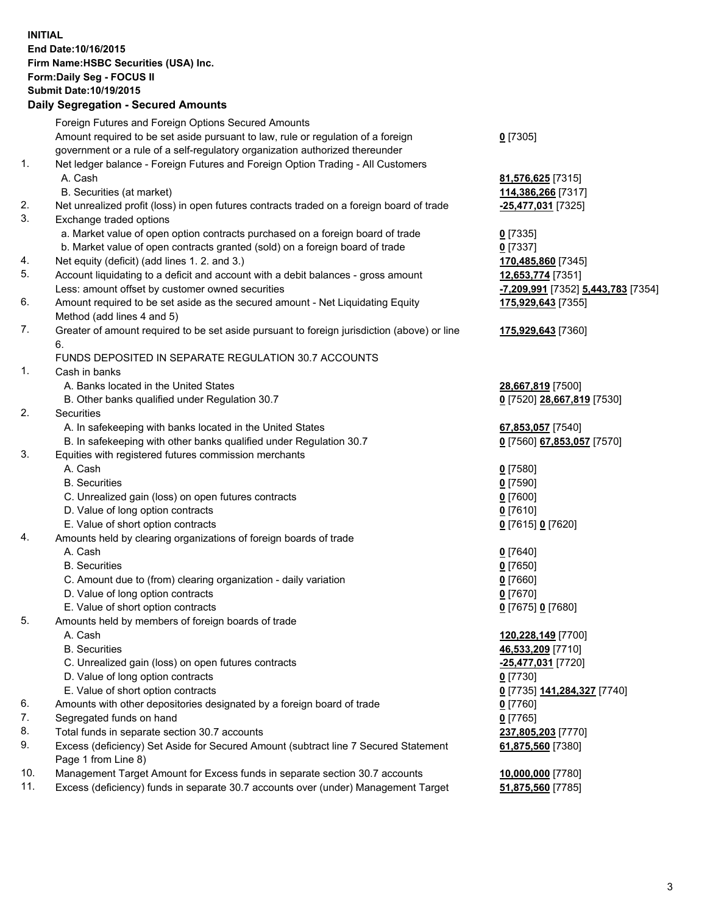**INITIAL**
**End Date:10/16/2015**
**Firm Name:HSBC Securities (USA) Inc.**
**Form:Daily Seg - FOCUS II**
**Submit Date:10/19/2015**

## Daily Segregation - Secured Amounts

| | | |
|---|---|---|
| | Foreign Futures and Foreign Options Secured Amounts | |
| | Amount required to be set aside pursuant to law, rule or regulation of a foreign government or a rule of a self-regulatory organization authorized thereunder | 0 [7305] |
| 1. | Net ledger balance - Foreign Futures and Foreign Option Trading - All Customers | |
| | A. Cash | 81,576,625 [7315] |
| | B. Securities (at market) | 114,386,266 [7317] |
| 2. | Net unrealized profit (loss) in open futures contracts traded on a foreign board of trade | -25,477,031 [7325] |
| 3. | Exchange traded options | |
| | a. Market value of open option contracts purchased on a foreign board of trade | 0 [7335] |
| | b. Market value of open contracts granted (sold) on a foreign board of trade | 0 [7337] |
| 4. | Net equity (deficit) (add lines 1. 2. and 3.) | 170,485,860 [7345] |
| 5. | Account liquidating to a deficit and account with a debit balances - gross amount | 12,653,774 [7351] |
| | Less: amount offset by customer owned securities | -7,209,991 [7352] 5,443,783 [7354] |
| 6. | Amount required to be set aside as the secured amount - Net Liquidating Equity Method (add lines 4 and 5) | 175,929,643 [7355] |
| 7. | Greater of amount required to be set aside pursuant to foreign jurisdiction (above) or line 6. | 175,929,643 [7360] |
| | FUNDS DEPOSITED IN SEPARATE REGULATION 30.7 ACCOUNTS | |
| 1. | Cash in banks | |
| | A. Banks located in the United States | 28,667,819 [7500] |
| | B. Other banks qualified under Regulation 30.7 | 0 [7520] 28,667,819 [7530] |
| 2. | Securities | |
| | A. In safekeeping with banks located in the United States | 67,853,057 [7540] |
| | B. In safekeeping with other banks qualified under Regulation 30.7 | 0 [7560] 67,853,057 [7570] |
| 3. | Equities with registered futures commission merchants | |
| | A. Cash | 0 [7580] |
| | B. Securities | 0 [7590] |
| | C. Unrealized gain (loss) on open futures contracts | 0 [7600] |
| | D. Value of long option contracts | 0 [7610] |
| | E. Value of short option contracts | 0 [7615] 0 [7620] |
| 4. | Amounts held by clearing organizations of foreign boards of trade | |
| | A. Cash | 0 [7640] |
| | B. Securities | 0 [7650] |
| | C. Amount due to (from) clearing organization - daily variation | 0 [7660] |
| | D. Value of long option contracts | 0 [7670] |
| | E. Value of short option contracts | 0 [7675] 0 [7680] |
| 5. | Amounts held by members of foreign boards of trade | |
| | A. Cash | 120,228,149 [7700] |
| | B. Securities | 46,533,209 [7710] |
| | C. Unrealized gain (loss) on open futures contracts | -25,477,031 [7720] |
| | D. Value of long option contracts | 0 [7730] |
| | E. Value of short option contracts | 0 [7735] 141,284,327 [7740] |
| 6. | Amounts with other depositories designated by a foreign board of trade | 0 [7760] |
| 7. | Segregated funds on hand | 0 [7765] |
| 8. | Total funds in separate section 30.7 accounts | 237,805,203 [7770] |
| 9. | Excess (deficiency) Set Aside for Secured Amount (subtract line 7 Secured Statement Page 1 from Line 8) | 61,875,560 [7380] |
| 10. | Management Target Amount for Excess funds in separate section 30.7 accounts | 10,000,000 [7780] |
| 11. | Excess (deficiency) funds in separate 30.7 accounts over (under) Management Target | 51,875,560 [7785] |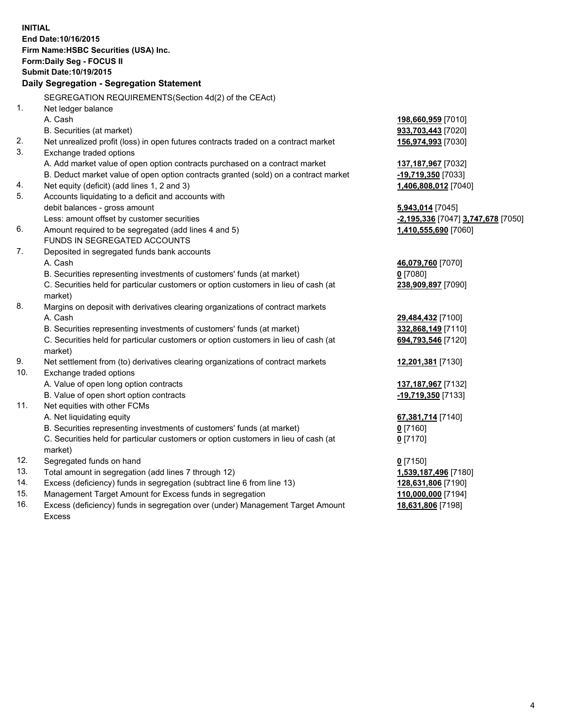**INITIAL**
**End Date:10/16/2015**
**Firm Name:HSBC Securities (USA) Inc.**
**Form:Daily Seg - FOCUS II**
**Submit Date:10/19/2015**

## Daily Segregation - Segregation Statement

| | | |
|---|---|---|
| | SEGREGATION REQUIREMENTS(Section 4d(2) of the CEAct) | |
| 1. | Net ledger balance | |
| | A. Cash | **198,660,959** [7010] |
| | B. Securities (at market) | **933,703,443** [7020] |
| 2. | Net unrealized profit (loss) in open futures contracts traded on a contract market | **156,974,993** [7030] |
| 3. | Exchange traded options | |
| | A. Add market value of open option contracts purchased on a contract market | **137,187,967** [7032] |
| | B. Deduct market value of open option contracts granted (sold) on a contract market | **-19,719,350** [7033] |
| 4. | Net equity (deficit) (add lines 1, 2 and 3) | **1,406,808,012** [7040] |
| 5. | Accounts liquidating to a deficit and accounts with debit balances - gross amount | **5,943,014** [7045] |
| | Less: amount offset by customer securities | **-2,195,336** [7047] **3,747,678** [7050] |
| 6. | Amount required to be segregated (add lines 4 and 5) | **1,410,555,690** [7060] |
| | FUNDS IN SEGREGATED ACCOUNTS | |
| 7. | Deposited in segregated funds bank accounts | |
| | A. Cash | **46,079,760** [7070] |
| | B. Securities representing investments of customers' funds (at market) | **0** [7080] |
| | C. Securities held for particular customers or option customers in lieu of cash (at market) | **238,909,897** [7090] |
| 8. | Margins on deposit with derivatives clearing organizations of contract markets | |
| | A. Cash | **29,484,432** [7100] |
| | B. Securities representing investments of customers' funds (at market) | **332,868,149** [7110] |
| | C. Securities held for particular customers or option customers in lieu of cash (at market) | **694,793,546** [7120] |
| 9. | Net settlement from (to) derivatives clearing organizations of contract markets | **12,201,381** [7130] |
| 10. | Exchange traded options | |
| | A. Value of open long option contracts | **137,187,967** [7132] |
| | B. Value of open short option contracts | **-19,719,350** [7133] |
| 11. | Net equities with other FCMs | |
| | A. Net liquidating equity | **67,381,714** [7140] |
| | B. Securities representing investments of customers' funds (at market) | **0** [7160] |
| | C. Securities held for particular customers or option customers in lieu of cash (at market) | **0** [7170] |
| 12. | Segregated funds on hand | **0** [7150] |
| 13. | Total amount in segregation (add lines 7 through 12) | **1,539,187,496** [7180] |
| 14. | Excess (deficiency) funds in segregation (subtract line 6 from line 13) | **128,631,806** [7190] |
| 15. | Management Target Amount for Excess funds in segregation | **110,000,000** [7194] |
| 16. | Excess (deficiency) funds in segregation over (under) Management Target Amount Excess | **18,631,806** [7198] |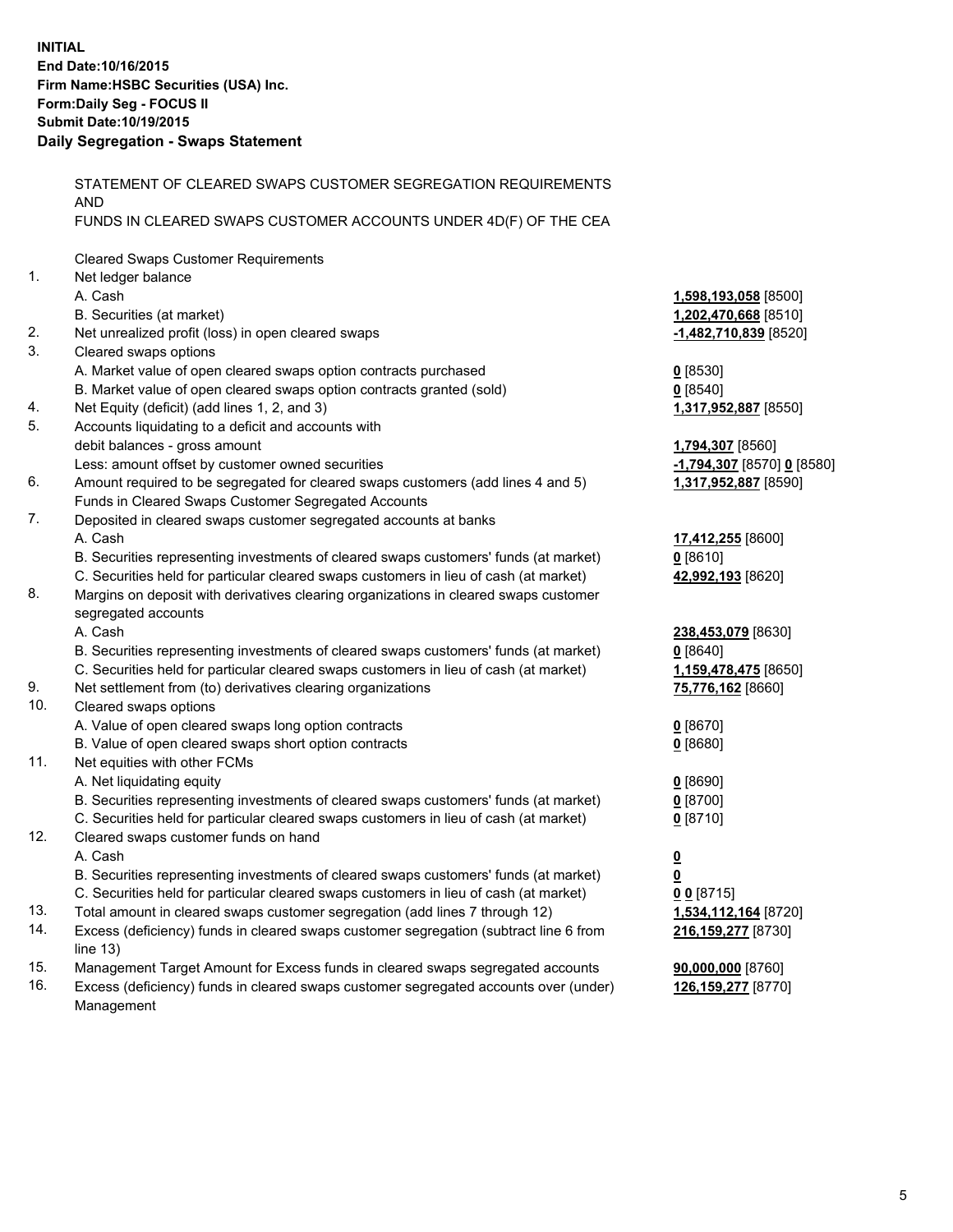**INITIAL**
**End Date:10/16/2015**
**Firm Name:HSBC Securities (USA) Inc.**
**Form:Daily Seg - FOCUS II**
**Submit Date:10/19/2015**
**Daily Segregation - Swaps Statement**

STATEMENT OF CLEARED SWAPS CUSTOMER SEGREGATION REQUIREMENTS AND FUNDS IN CLEARED SWAPS CUSTOMER ACCOUNTS UNDER 4D(F) OF THE CEA

| | | |
|---|---|---|
| | Cleared Swaps Customer Requirements | |
| 1. | Net ledger balance | |
| | A. Cash | **1,598,193,058** [8500] |
| | B. Securities (at market) | **1,202,470,668** [8510] |
| 2. | Net unrealized profit (loss) in open cleared swaps | **-1,482,710,839** [8520] |
| 3. | Cleared swaps options | |
| | A. Market value of open cleared swaps option contracts purchased | **0** [8530] |
| | B. Market value of open cleared swaps option contracts granted (sold) | **0** [8540] |
| 4. | Net Equity (deficit) (add lines 1, 2, and 3) | **1,317,952,887** [8550] |
| 5. | Accounts liquidating to a deficit and accounts with debit balances - gross amount | **1,794,307** [8560] |
| | Less: amount offset by customer owned securities | **-1,794,307** [8570] **0** [8580] |
| 6. | Amount required to be segregated for cleared swaps customers (add lines 4 and 5) | **1,317,952,887** [8590] |
| | Funds in Cleared Swaps Customer Segregated Accounts | |
| 7. | Deposited in cleared swaps customer segregated accounts at banks | |
| | A. Cash | **17,412,255** [8600] |
| | B. Securities representing investments of cleared swaps customers' funds (at market) | **0** [8610] |
| | C. Securities held for particular cleared swaps customers in lieu of cash (at market) | **42,992,193** [8620] |
| 8. | Margins on deposit with derivatives clearing organizations in cleared swaps customer segregated accounts | |
| | A. Cash | **238,453,079** [8630] |
| | B. Securities representing investments of cleared swaps customers' funds (at market) | **0** [8640] |
| | C. Securities held for particular cleared swaps customers in lieu of cash (at market) | **1,159,478,475** [8650] |
| 9. | Net settlement from (to) derivatives clearing organizations | **75,776,162** [8660] |
| 10. | Cleared swaps options | |
| | A. Value of open cleared swaps long option contracts | **0** [8670] |
| | B. Value of open cleared swaps short option contracts | **0** [8680] |
| 11. | Net equities with other FCMs | |
| | A. Net liquidating equity | **0** [8690] |
| | B. Securities representing investments of cleared swaps customers' funds (at market) | **0** [8700] |
| | C. Securities held for particular cleared swaps customers in lieu of cash (at market) | **0** [8710] |
| 12. | Cleared swaps customer funds on hand | |
| | A. Cash | **0** |
| | B. Securities representing investments of cleared swaps customers' funds (at market) | **0** |
| | C. Securities held for particular cleared swaps customers in lieu of cash (at market) | **0** **0** [8715] |
| 13. | Total amount in cleared swaps customer segregation (add lines 7 through 12) | **1,534,112,164** [8720] |
| 14. | Excess (deficiency) funds in cleared swaps customer segregation (subtract line 6 from line 13) | **216,159,277** [8730] |
| 15. | Management Target Amount for Excess funds in cleared swaps segregated accounts | **90,000,000** [8760] |
| 16. | Excess (deficiency) funds in cleared swaps customer segregated accounts over (under) Management | **126,159,277** [8770] |